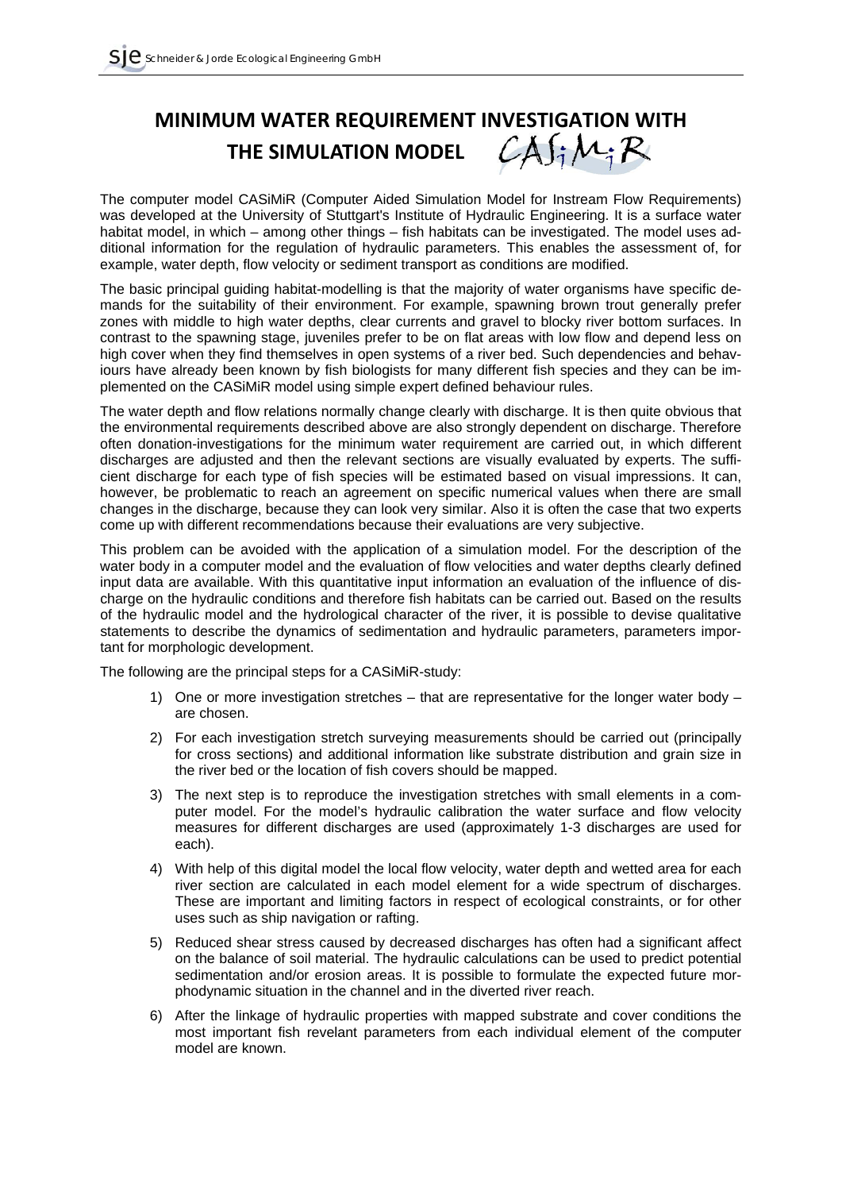# MINIMUM WATER REQUIREMENT INVESTIGATION WITH THE SIMULATION MODEL CASiMiR

The computer model CASiMiR (Computer Aided Simulation Model for Instream Flow Requirements) was developed at the University of Stuttgart's Institute of Hydraulic Engineering. It is a surface water habitat model, in which – among other things – fish habitats can be investigated. The model uses additional information for the regulation of hydraulic parameters. This enables the assessment of, for example, water depth, flow velocity or sediment transport as conditions are modified.

The basic principal guiding habitat-modelling is that the majority of water organisms have specific demands for the suitability of their environment. For example, spawning brown trout generally prefer zones with middle to high water depths, clear currents and gravel to blocky river bottom surfaces. In contrast to the spawning stage, juveniles prefer to be on flat areas with low flow and depend less on high cover when they find themselves in open systems of a river bed. Such dependencies and behaviours have already been known by fish biologists for many different fish species and they can be implemented on the CASiMiR model using simple expert defined behaviour rules.

The water depth and flow relations normally change clearly with discharge. It is then quite obvious that the environmental requirements described above are also strongly dependent on discharge. Therefore often donation-investigations for the minimum water requirement are carried out, in which different discharges are adjusted and then the relevant sections are visually evaluated by experts. The sufficient discharge for each type of fish species will be estimated based on visual impressions. It can, however, be problematic to reach an agreement on specific numerical values when there are small changes in the discharge, because they can look very similar. Also it is often the case that two experts come up with different recommendations because their evaluations are very subjective.

This problem can be avoided with the application of a simulation model. For the description of the water body in a computer model and the evaluation of flow velocities and water depths clearly defined input data are available. With this quantitative input information an evaluation of the influence of discharge on the hydraulic conditions and therefore fish habitats can be carried out. Based on the results of the hydraulic model and the hydrological character of the river, it is possible to devise qualitative statements to describe the dynamics of sedimentation and hydraulic parameters, parameters important for morphologic development.

The following are the principal steps for a CASiMiR-study:

1) One or more investigation stretches – that are representative for the longer water body – are chosen.
2) For each investigation stretch surveying measurements should be carried out (principally for cross sections) and additional information like substrate distribution and grain size in the river bed or the location of fish covers should be mapped.
3) The next step is to reproduce the investigation stretches with small elements in a computer model. For the model's hydraulic calibration the water surface and flow velocity measures for different discharges are used (approximately 1-3 discharges are used for each).
4) With help of this digital model the local flow velocity, water depth and wetted area for each river section are calculated in each model element for a wide spectrum of discharges. These are important and limiting factors in respect of ecological constraints, or for other uses such as ship navigation or rafting.
5) Reduced shear stress caused by decreased discharges has often had a significant affect on the balance of soil material. The hydraulic calculations can be used to predict potential sedimentation and/or erosion areas. It is possible to formulate the expected future morphodynamic situation in the channel and in the diverted river reach.
6) After the linkage of hydraulic properties with mapped substrate and cover conditions the most important fish revelant parameters from each individual element of the computer model are known.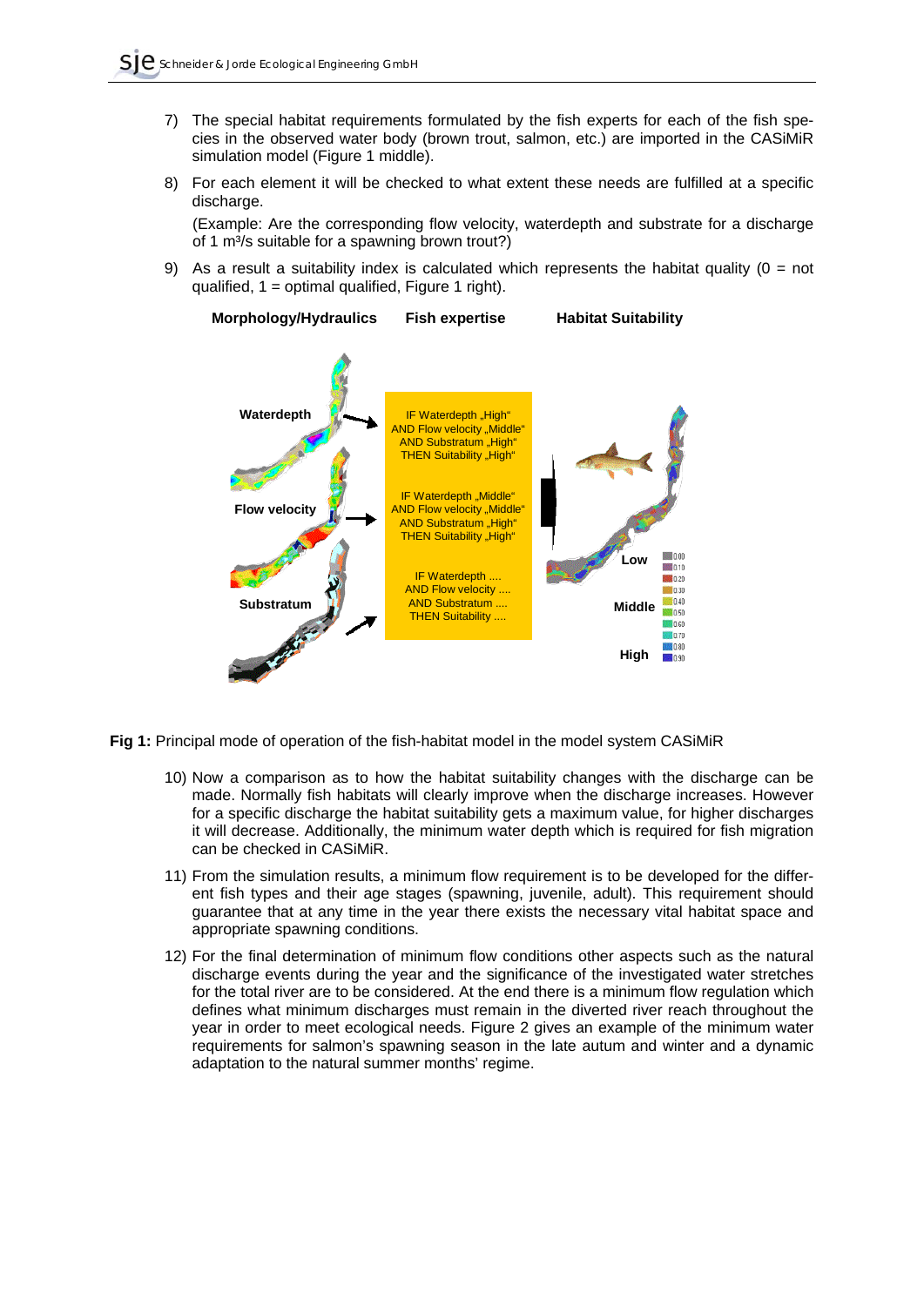7) The special habitat requirements formulated by the fish experts for each of the fish species in the observed water body (brown trout, salmon, etc.) are imported in the CASiMiR simulation model (Figure 1 middle).

8) For each element it will be checked to what extent these needs are fulfilled at a specific discharge.

   (Example: Are the corresponding flow velocity, waterdepth and substrate for a discharge of 1 m³/s suitable for a spawning brown trout?)

9) As a result a suitability index is calculated which represents the habitat quality (0 = not qualified, 1 = optimal qualified, Figure 1 right).

**Fig 1:** Principal mode of operation of the fish-habitat model in the model system CASiMiR

10) Now a comparison as to how the habitat suitability changes with the discharge can be made. Normally fish habitats will clearly improve when the discharge increases. However for a specific discharge the habitat suitability gets a maximum value, for higher discharges it will decrease. Additionally, the minimum water depth which is required for fish migration can be checked in CASiMiR.

11) From the simulation results, a minimum flow requirement is to be developed for the different fish types and their age stages (spawning, juvenile, adult). This requirement should guarantee that at any time in the year there exists the necessary vital habitat space and appropriate spawning conditions.

12) For the final determination of minimum flow conditions other aspects such as the natural discharge events during the year and the significance of the investigated water stretches for the total river are to be considered. At the end there is a minimum flow regulation which defines what minimum discharges must remain in the diverted river reach throughout the year in order to meet ecological needs. Figure 2 gives an example of the minimum water requirements for salmon's spawning season in the late autum and winter and a dynamic adaptation to the natural summer months' regime.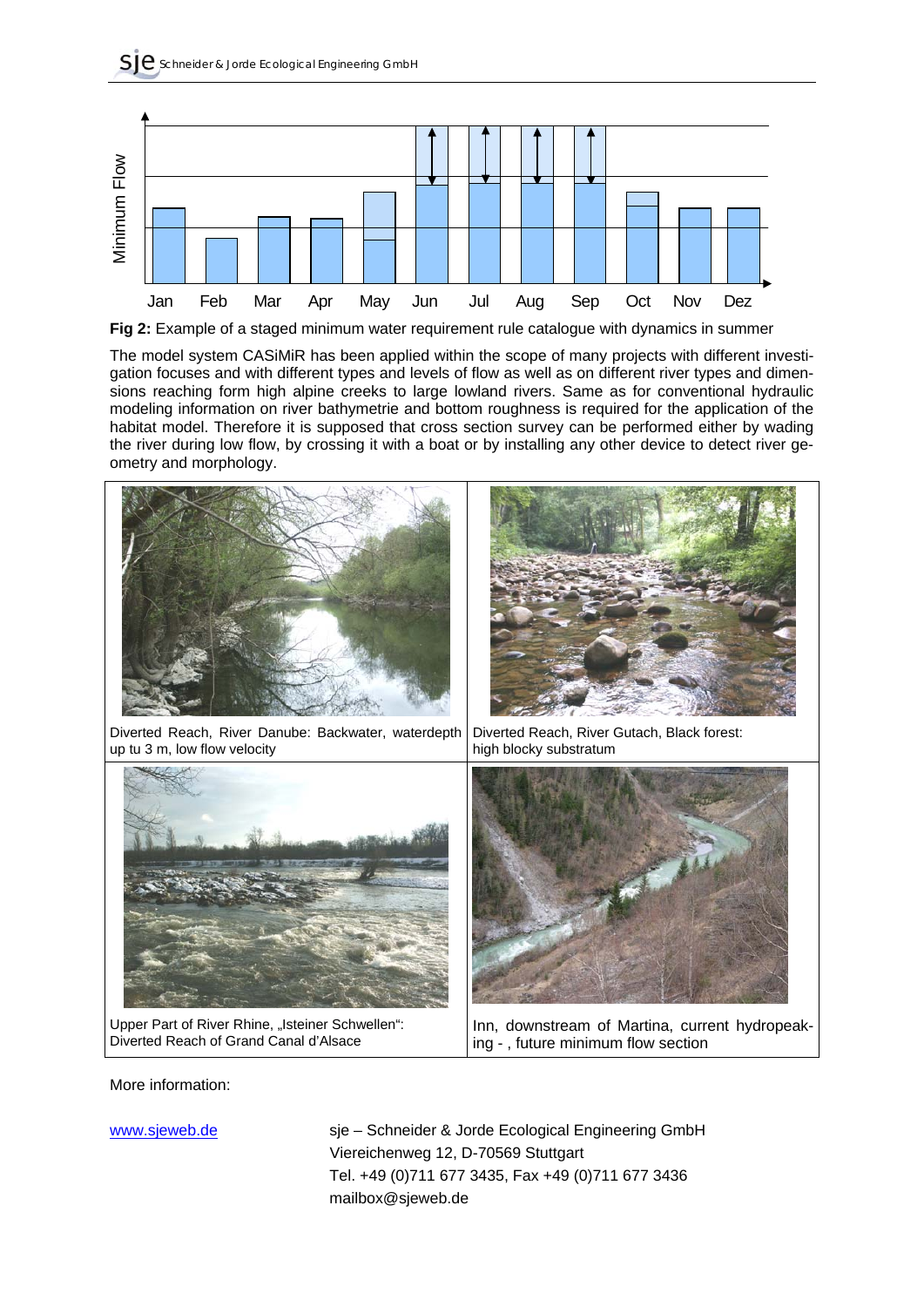Minimum Flow

Jan Feb Mar Apr May Jun Jul Aug Sep Oct Nov Dez

**Fig 2:** Example of a staged minimum water requirement rule catalogue with dynamics in summer

The model system CASiMiR has been applied within the scope of many projects with different investigation focuses and with different types and levels of flow as well as on different river types and dimensions reaching form high alpine creeks to large lowland rivers. Same as for conventional hydraulic modeling information on river bathymetrie and bottom roughness is required for the application of the habitat model. Therefore it is supposed that cross section survey can be performed either by wading the river during low flow, by crossing it with a boat or by installing any other device to detect river geometry and morphology.

| | |
|---|---|
| Diverted Reach, River Danube: Backwater, waterdepth up tu 3 m, low flow velocity | Diverted Reach, River Gutach, Black forest: high blocky substratum |
| Upper Part of River Rhine, „Isteiner Schwellen": Diverted Reach of Grand Canal d'Alsace | Inn, downstream of Martina, current hydropeaking - , future minimum flow section |

More information:

[www.sjeweb.de](http://www.sjeweb.de)

sje – Schneider & Jorde Ecological Engineering GmbH
Viereichenweg 12, D-70569 Stuttgart
Tel. +49 (0)711 677 3435, Fax +49 (0)711 677 3436
mailbox@sjeweb.de